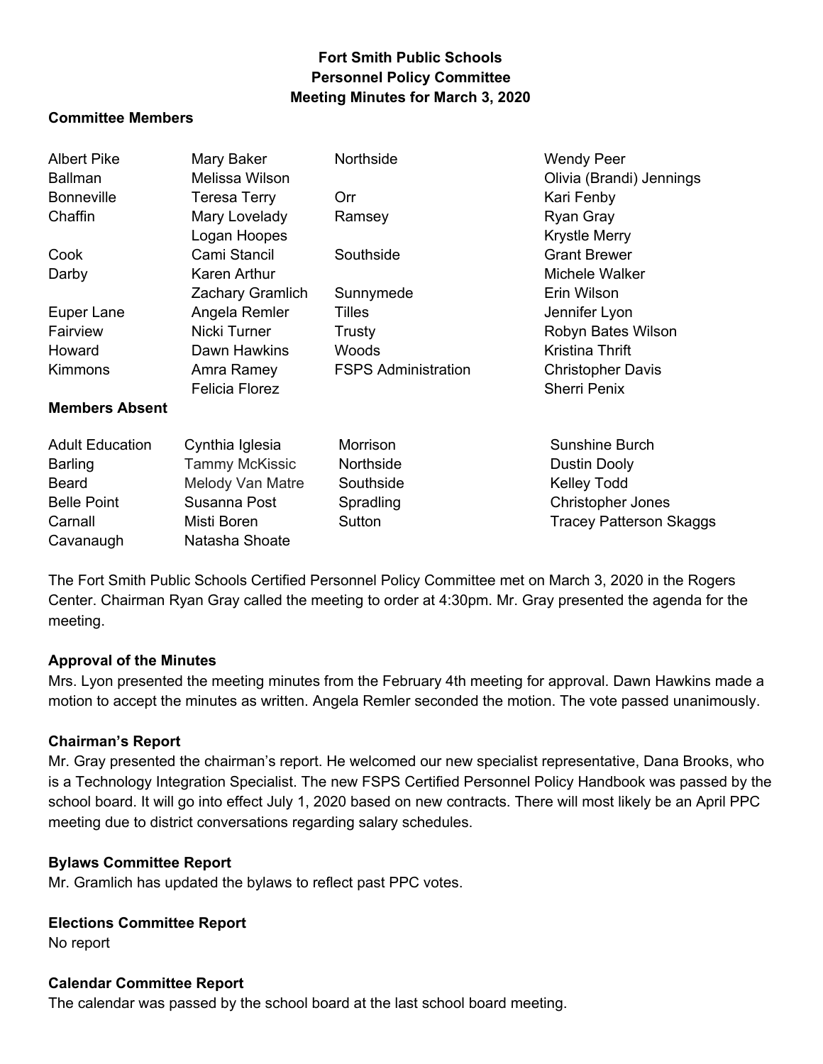**Fort Smith Public Schools**
**Personnel Policy Committee**
**Meeting Minutes for March 3, 2020**

**Committee Members**

| | | | |
|---|---|---|---|
| Albert Pike | Mary Baker | Northside | Wendy Peer |
| Ballman | Melissa Wilson | | Olivia (Brandi) Jennings |
| Bonneville | Teresa Terry | Orr | Kari Fenby |
| Chaffin | Mary Lovelady | Ramsey | Ryan Gray |
| | Logan Hoopes | | Krystle Merry |
| Cook | Cami Stancil | Southside | Grant Brewer |
| Darby | Karen Arthur | | Michele Walker |
| | Zachary Gramlich | Sunnymede | Erin Wilson |
| Euper Lane | Angela Remler | Tilles | Jennifer Lyon |
| Fairview | Nicki Turner | Trusty | Robyn Bates Wilson |
| Howard | Dawn Hawkins | Woods | Kristina Thrift |
| Kimmons | Amra Ramey | FSPS Administration | Christopher Davis |
| | Felicia Florez | | Sherri Penix |

**Members Absent**

| | | | |
|---|---|---|---|
| Adult Education | Cynthia Iglesia | Morrison | Sunshine Burch |
| Barling | Tammy McKissic | Northside | Dustin Dooly |
| Beard | Melody Van Matre | Southside | Kelley Todd |
| Belle Point | Susanna Post | Spradling | Christopher Jones |
| Carnall | Misti Boren | Sutton | Tracey Patterson Skaggs |
| Cavanaugh | Natasha Shoate | | |

The Fort Smith Public Schools Certified Personnel Policy Committee met on March 3, 2020 in the Rogers Center. Chairman Ryan Gray called the meeting to order at 4:30pm. Mr. Gray presented the agenda for the meeting.

**Approval of the Minutes**

Mrs. Lyon presented the meeting minutes from the February 4th meeting for approval. Dawn Hawkins made a motion to accept the minutes as written. Angela Remler seconded the motion. The vote passed unanimously.

**Chairman's Report**

Mr. Gray presented the chairman's report. He welcomed our new specialist representative, Dana Brooks, who is a Technology Integration Specialist. The new FSPS Certified Personnel Policy Handbook was passed by the school board. It will go into effect July 1, 2020 based on new contracts. There will most likely be an April PPC meeting due to district conversations regarding salary schedules.

**Bylaws Committee Report**

Mr. Gramlich has updated the bylaws to reflect past PPC votes.

**Elections Committee Report**

No report

**Calendar Committee Report**

The calendar was passed by the school board at the last school board meeting.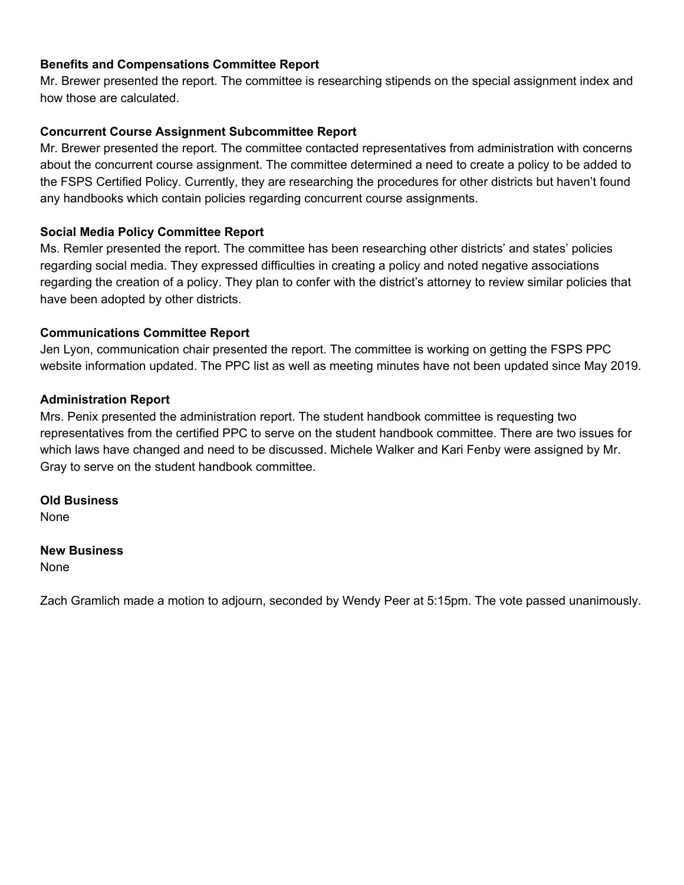**Benefits and Compensations Committee Report**

Mr. Brewer presented the report. The committee is researching stipends on the special assignment index and how those are calculated.

**Concurrent Course Assignment Subcommittee Report**

Mr. Brewer presented the report. The committee contacted representatives from administration with concerns about the concurrent course assignment. The committee determined a need to create a policy to be added to the FSPS Certified Policy. Currently, they are researching the procedures for other districts but haven't found any handbooks which contain policies regarding concurrent course assignments.

**Social Media Policy Committee Report**

Ms. Remler presented the report. The committee has been researching other districts' and states' policies regarding social media. They expressed difficulties in creating a policy and noted negative associations regarding the creation of a policy. They plan to confer with the district's attorney to review similar policies that have been adopted by other districts.

**Communications Committee Report**

Jen Lyon, communication chair presented the report. The committee is working on getting the FSPS PPC website information updated. The PPC list as well as meeting minutes have not been updated since May 2019.

**Administration Report**

Mrs. Penix presented the administration report. The student handbook committee is requesting two representatives from the certified PPC to serve on the student handbook committee. There are two issues for which laws have changed and need to be discussed. Michele Walker and Kari Fenby were assigned by Mr. Gray to serve on the student handbook committee.

**Old Business**

None

**New Business**

None

Zach Gramlich made a motion to adjourn, seconded by Wendy Peer at 5:15pm. The vote passed unanimously.